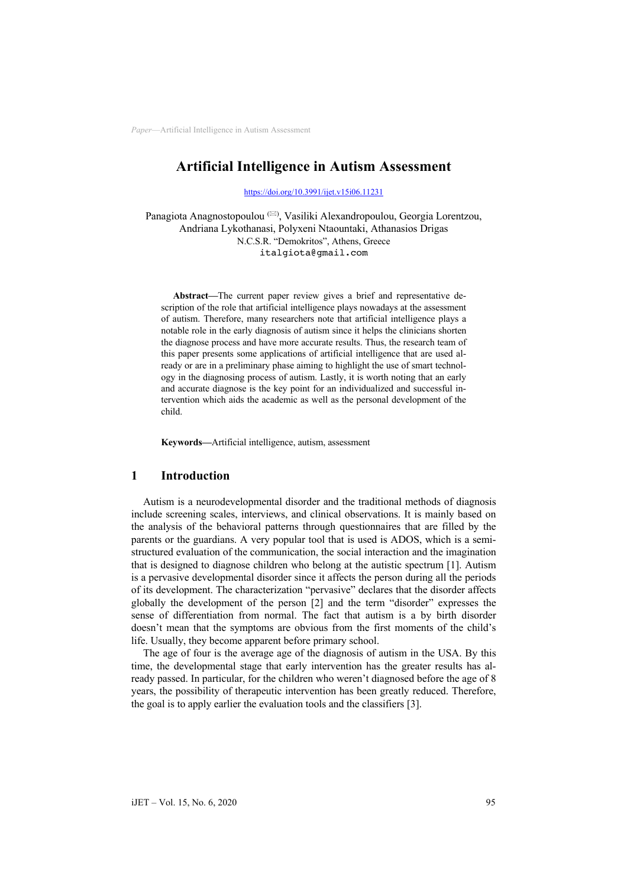# Artificial Intelligence in Autism Assessment

https://doi.org/10.3991/ijet.v15i06.11231

Panagiota Anagnostopoulou (✉), Vasiliki Alexandropoulou, Georgia Lorentzou, Andriana Lykothanasi, Polyxeni Ntaountaki, Athanasios Drigas
N.C.S.R. "Demokritos", Athens, Greece
italgiota@gmail.com

**Abstract—**The current paper review gives a brief and representative description of the role that artificial intelligence plays nowadays at the assessment of autism. Therefore, many researchers note that artificial intelligence plays a notable role in the early diagnosis of autism since it helps the clinicians shorten the diagnose process and have more accurate results. Thus, the research team of this paper presents some applications of artificial intelligence that are used already or are in a preliminary phase aiming to highlight the use of smart technology in the diagnosing process of autism. Lastly, it is worth noting that an early and accurate diagnose is the key point for an individualized and successful intervention which aids the academic as well as the personal development of the child.

**Keywords—**Artificial intelligence, autism, assessment

## 1 Introduction

Autism is a neurodevelopmental disorder and the traditional methods of diagnosis include screening scales, interviews, and clinical observations. It is mainly based on the analysis of the behavioral patterns through questionnaires that are filled by the parents or the guardians. A very popular tool that is used is ADOS, which is a semi-structured evaluation of the communication, the social interaction and the imagination that is designed to diagnose children who belong at the autistic spectrum [1]. Autism is a pervasive developmental disorder since it affects the person during all the periods of its development. The characterization "pervasive" declares that the disorder affects globally the development of the person [2] and the term "disorder" expresses the sense of differentiation from normal. The fact that autism is a by birth disorder doesn't mean that the symptoms are obvious from the first moments of the child's life. Usually, they become apparent before primary school.

The age of four is the average age of the diagnosis of autism in the USA. By this time, the developmental stage that early intervention has the greater results has already passed. In particular, for the children who weren't diagnosed before the age of 8 years, the possibility of therapeutic intervention has been greatly reduced. Therefore, the goal is to apply earlier the evaluation tools and the classifiers [3].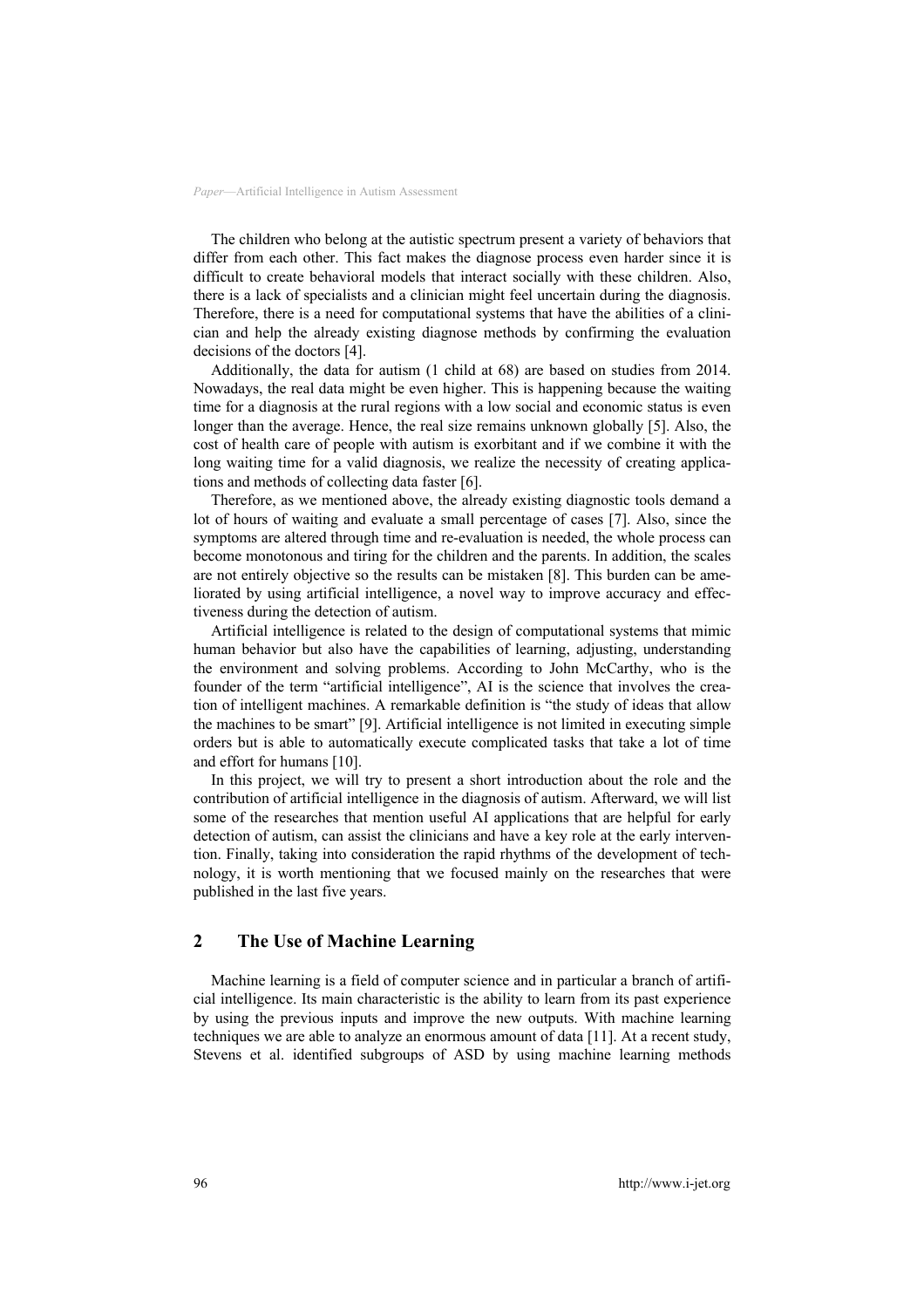The children who belong at the autistic spectrum present a variety of behaviors that differ from each other. This fact makes the diagnose process even harder since it is difficult to create behavioral models that interact socially with these children. Also, there is a lack of specialists and a clinician might feel uncertain during the diagnosis. Therefore, there is a need for computational systems that have the abilities of a clinician and help the already existing diagnose methods by confirming the evaluation decisions of the doctors [4].

Additionally, the data for autism (1 child at 68) are based on studies from 2014. Nowadays, the real data might be even higher. This is happening because the waiting time for a diagnosis at the rural regions with a low social and economic status is even longer than the average. Hence, the real size remains unknown globally [5]. Also, the cost of health care of people with autism is exorbitant and if we combine it with the long waiting time for a valid diagnosis, we realize the necessity of creating applications and methods of collecting data faster [6].

Therefore, as we mentioned above, the already existing diagnostic tools demand a lot of hours of waiting and evaluate a small percentage of cases [7]. Also, since the symptoms are altered through time and re-evaluation is needed, the whole process can become monotonous and tiring for the children and the parents. In addition, the scales are not entirely objective so the results can be mistaken [8]. This burden can be ameliorated by using artificial intelligence, a novel way to improve accuracy and effectiveness during the detection of autism.

Artificial intelligence is related to the design of computational systems that mimic human behavior but also have the capabilities of learning, adjusting, understanding the environment and solving problems. According to John McCarthy, who is the founder of the term "artificial intelligence", AI is the science that involves the creation of intelligent machines. A remarkable definition is "the study of ideas that allow the machines to be smart" [9]. Artificial intelligence is not limited in executing simple orders but is able to automatically execute complicated tasks that take a lot of time and effort for humans [10].

In this project, we will try to present a short introduction about the role and the contribution of artificial intelligence in the diagnosis of autism. Afterward, we will list some of the researches that mention useful AI applications that are helpful for early detection of autism, can assist the clinicians and have a key role at the early intervention. Finally, taking into consideration the rapid rhythms of the development of technology, it is worth mentioning that we focused mainly on the researches that were published in the last five years.

## 2 The Use of Machine Learning

Machine learning is a field of computer science and in particular a branch of artificial intelligence. Its main characteristic is the ability to learn from its past experience by using the previous inputs and improve the new outputs. With machine learning techniques we are able to analyze an enormous amount of data [11]. At a recent study, Stevens et al. identified subgroups of ASD by using machine learning methods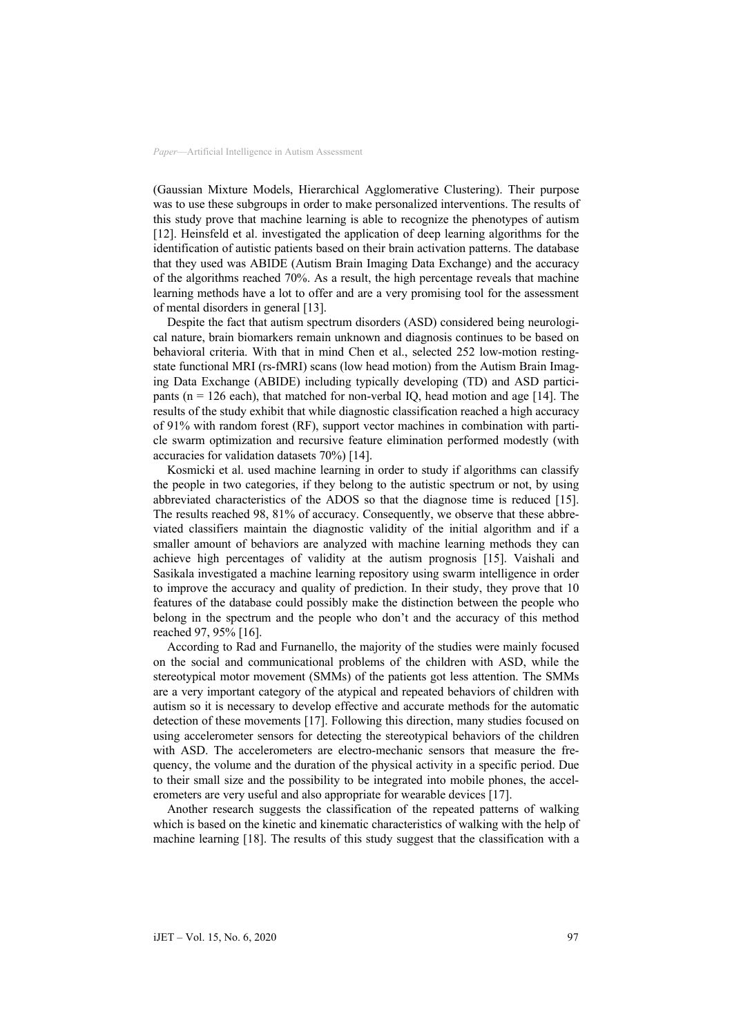(Gaussian Mixture Models, Hierarchical Agglomerative Clustering). Their purpose was to use these subgroups in order to make personalized interventions. The results of this study prove that machine learning is able to recognize the phenotypes of autism [12]. Heinsfeld et al. investigated the application of deep learning algorithms for the identification of autistic patients based on their brain activation patterns. The database that they used was ABIDE (Autism Brain Imaging Data Exchange) and the accuracy of the algorithms reached 70%. As a result, the high percentage reveals that machine learning methods have a lot to offer and are a very promising tool for the assessment of mental disorders in general [13].

Despite the fact that autism spectrum disorders (ASD) considered being neurological nature, brain biomarkers remain unknown and diagnosis continues to be based on behavioral criteria. With that in mind Chen et al., selected 252 low-motion resting-state functional MRI (rs-fMRI) scans (low head motion) from the Autism Brain Imaging Data Exchange (ABIDE) including typically developing (TD) and ASD participants ($n = 126$ each), that matched for non-verbal IQ, head motion and age [14]. The results of the study exhibit that while diagnostic classification reached a high accuracy of 91% with random forest (RF), support vector machines in combination with particle swarm optimization and recursive feature elimination performed modestly (with accuracies for validation datasets 70%) [14].

Kosmicki et al. used machine learning in order to study if algorithms can classify the people in two categories, if they belong to the autistic spectrum or not, by using abbreviated characteristics of the ADOS so that the diagnose time is reduced [15]. The results reached 98, 81% of accuracy. Consequently, we observe that these abbreviated classifiers maintain the diagnostic validity of the initial algorithm and if a smaller amount of behaviors are analyzed with machine learning methods they can achieve high percentages of validity at the autism prognosis [15]. Vaishali and Sasikala investigated a machine learning repository using swarm intelligence in order to improve the accuracy and quality of prediction. In their study, they prove that 10 features of the database could possibly make the distinction between the people who belong in the spectrum and the people who don't and the accuracy of this method reached 97, 95% [16].

According to Rad and Furnanello, the majority of the studies were mainly focused on the social and communicational problems of the children with ASD, while the stereotypical motor movement (SMMs) of the patients got less attention. The SMMs are a very important category of the atypical and repeated behaviors of children with autism so it is necessary to develop effective and accurate methods for the automatic detection of these movements [17]. Following this direction, many studies focused on using accelerometer sensors for detecting the stereotypical behaviors of the children with ASD. The accelerometers are electro-mechanic sensors that measure the frequency, the volume and the duration of the physical activity in a specific period. Due to their small size and the possibility to be integrated into mobile phones, the accelerometers are very useful and also appropriate for wearable devices [17].

Another research suggests the classification of the repeated patterns of walking which is based on the kinetic and kinematic characteristics of walking with the help of machine learning [18]. The results of this study suggest that the classification with a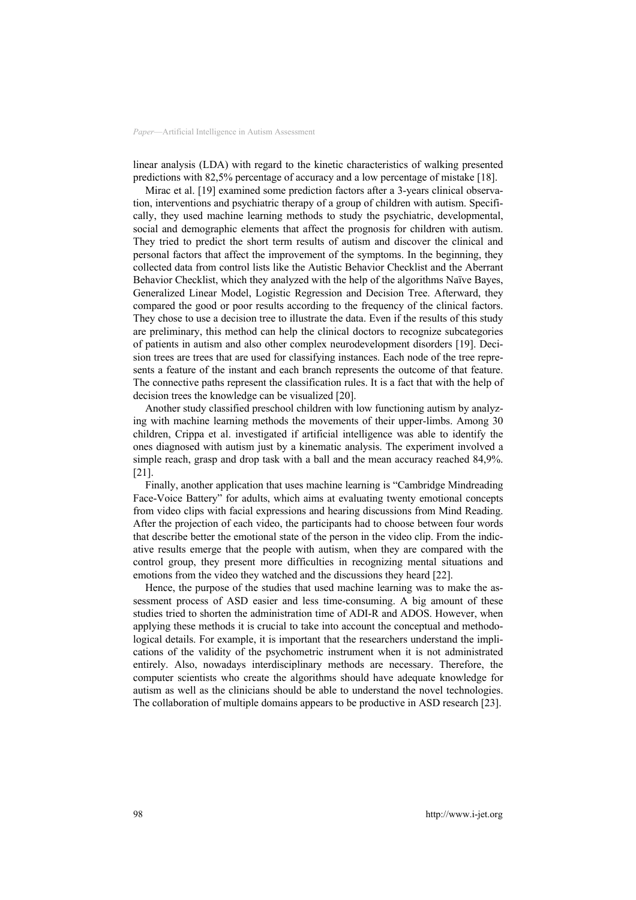linear analysis (LDA) with regard to the kinetic characteristics of walking presented predictions with 82,5% percentage of accuracy and a low percentage of mistake [18].

Mirac et al. [19] examined some prediction factors after a 3-years clinical observation, interventions and psychiatric therapy of a group of children with autism. Specifically, they used machine learning methods to study the psychiatric, developmental, social and demographic elements that affect the prognosis for children with autism. They tried to predict the short term results of autism and discover the clinical and personal factors that affect the improvement of the symptoms. In the beginning, they collected data from control lists like the Autistic Behavior Checklist and the Aberrant Behavior Checklist, which they analyzed with the help of the algorithms Naïve Bayes, Generalized Linear Model, Logistic Regression and Decision Tree. Afterward, they compared the good or poor results according to the frequency of the clinical factors. They chose to use a decision tree to illustrate the data. Even if the results of this study are preliminary, this method can help the clinical doctors to recognize subcategories of patients in autism and also other complex neurodevelopment disorders [19]. Decision trees are trees that are used for classifying instances. Each node of the tree represents a feature of the instant and each branch represents the outcome of that feature. The connective paths represent the classification rules. It is a fact that with the help of decision trees the knowledge can be visualized [20].

Another study classified preschool children with low functioning autism by analyzing with machine learning methods the movements of their upper-limbs. Among 30 children, Crippa et al. investigated if artificial intelligence was able to identify the ones diagnosed with autism just by a kinematic analysis. The experiment involved a simple reach, grasp and drop task with a ball and the mean accuracy reached 84,9%. [21].

Finally, another application that uses machine learning is "Cambridge Mindreading Face-Voice Battery" for adults, which aims at evaluating twenty emotional concepts from video clips with facial expressions and hearing discussions from Mind Reading. After the projection of each video, the participants had to choose between four words that describe better the emotional state of the person in the video clip. From the indicative results emerge that the people with autism, when they are compared with the control group, they present more difficulties in recognizing mental situations and emotions from the video they watched and the discussions they heard [22].

Hence, the purpose of the studies that used machine learning was to make the assessment process of ASD easier and less time-consuming. A big amount of these studies tried to shorten the administration time of ADI-R and ADOS. However, when applying these methods it is crucial to take into account the conceptual and methodological details. For example, it is important that the researchers understand the implications of the validity of the psychometric instrument when it is not administrated entirely. Also, nowadays interdisciplinary methods are necessary. Therefore, the computer scientists who create the algorithms should have adequate knowledge for autism as well as the clinicians should be able to understand the novel technologies. The collaboration of multiple domains appears to be productive in ASD research [23].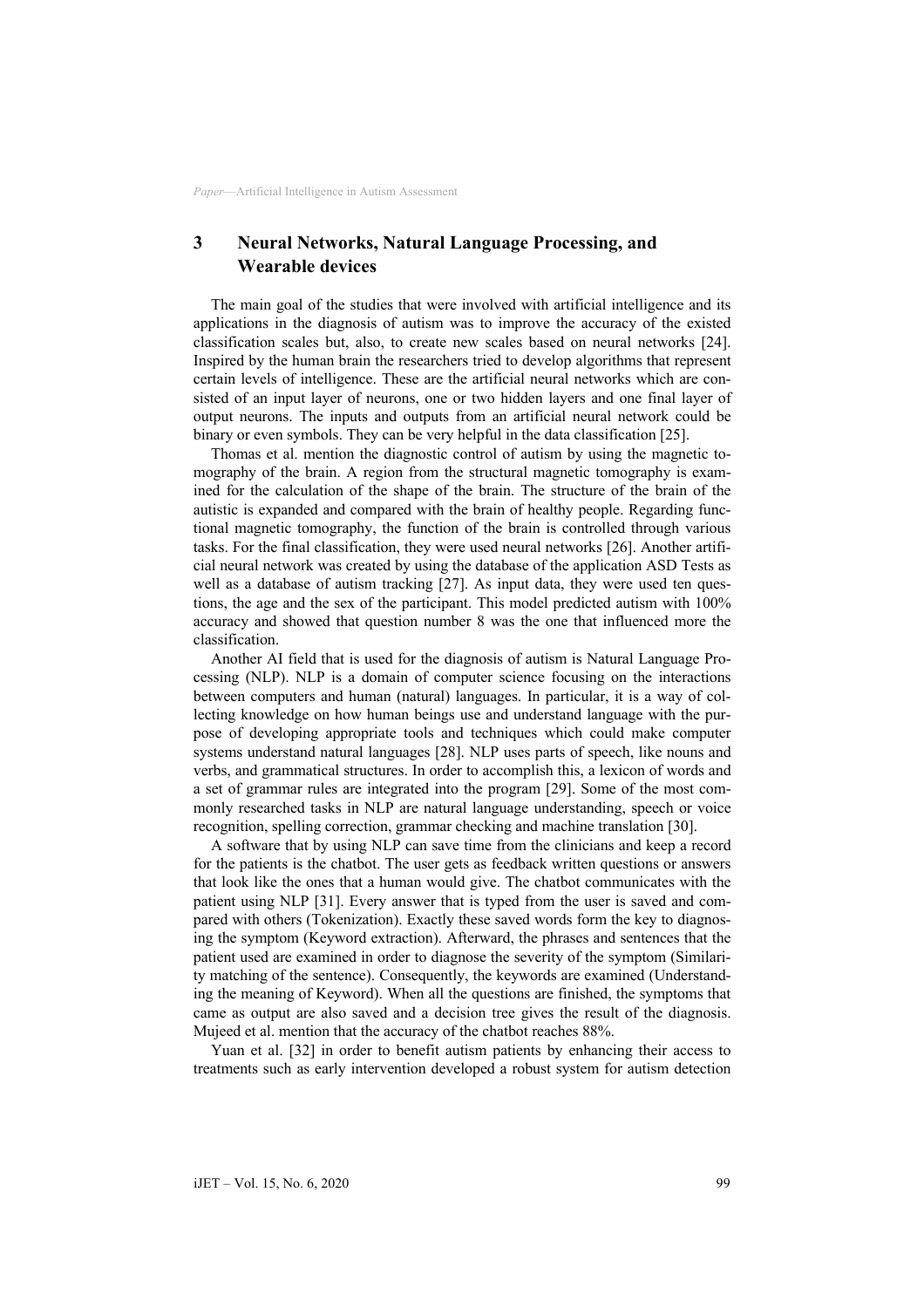## 3 Neural Networks, Natural Language Processing, and Wearable devices

The main goal of the studies that were involved with artificial intelligence and its applications in the diagnosis of autism was to improve the accuracy of the existed classification scales but, also, to create new scales based on neural networks [24]. Inspired by the human brain the researchers tried to develop algorithms that represent certain levels of intelligence. These are the artificial neural networks which are consisted of an input layer of neurons, one or two hidden layers and one final layer of output neurons. The inputs and outputs from an artificial neural network could be binary or even symbols. They can be very helpful in the data classification [25].

Thomas et al. mention the diagnostic control of autism by using the magnetic tomography of the brain. A region from the structural magnetic tomography is examined for the calculation of the shape of the brain. The structure of the brain of the autistic is expanded and compared with the brain of healthy people. Regarding functional magnetic tomography, the function of the brain is controlled through various tasks. For the final classification, they were used neural networks [26]. Another artificial neural network was created by using the database of the application ASD Tests as well as a database of autism tracking [27]. As input data, they were used ten questions, the age and the sex of the participant. This model predicted autism with 100% accuracy and showed that question number 8 was the one that influenced more the classification.

Another AI field that is used for the diagnosis of autism is Natural Language Processing (NLP). NLP is a domain of computer science focusing on the interactions between computers and human (natural) languages. In particular, it is a way of collecting knowledge on how human beings use and understand language with the purpose of developing appropriate tools and techniques which could make computer systems understand natural languages [28]. NLP uses parts of speech, like nouns and verbs, and grammatical structures. In order to accomplish this, a lexicon of words and a set of grammar rules are integrated into the program [29]. Some of the most commonly researched tasks in NLP are natural language understanding, speech or voice recognition, spelling correction, grammar checking and machine translation [30].

A software that by using NLP can save time from the clinicians and keep a record for the patients is the chatbot. The user gets as feedback written questions or answers that look like the ones that a human would give. The chatbot communicates with the patient using NLP [31]. Every answer that is typed from the user is saved and compared with others (Tokenization). Exactly these saved words form the key to diagnosing the symptom (Keyword extraction). Afterward, the phrases and sentences that the patient used are examined in order to diagnose the severity of the symptom (Similarity matching of the sentence). Consequently, the keywords are examined (Understanding the meaning of Keyword). When all the questions are finished, the symptoms that came as output are also saved and a decision tree gives the result of the diagnosis. Mujeed et al. mention that the accuracy of the chatbot reaches 88%.

Yuan et al. [32] in order to benefit autism patients by enhancing their access to treatments such as early intervention developed a robust system for autism detection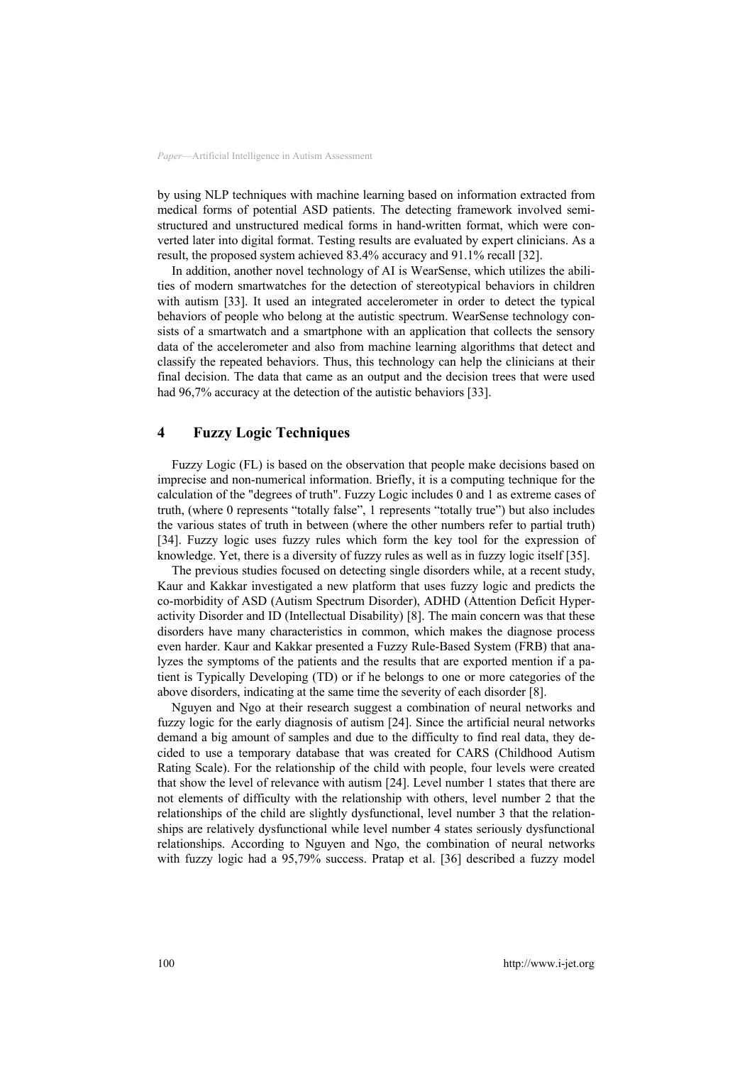by using NLP techniques with machine learning based on information extracted from medical forms of potential ASD patients. The detecting framework involved semi-structured and unstructured medical forms in hand-written format, which were converted later into digital format. Testing results are evaluated by expert clinicians. As a result, the proposed system achieved 83.4% accuracy and 91.1% recall [32].

In addition, another novel technology of AI is WearSense, which utilizes the abilities of modern smartwatches for the detection of stereotypical behaviors in children with autism [33]. It used an integrated accelerometer in order to detect the typical behaviors of people who belong at the autistic spectrum. WearSense technology consists of a smartwatch and a smartphone with an application that collects the sensory data of the accelerometer and also from machine learning algorithms that detect and classify the repeated behaviors. Thus, this technology can help the clinicians at their final decision. The data that came as an output and the decision trees that were used had 96,7% accuracy at the detection of the autistic behaviors [33].

## 4 Fuzzy Logic Techniques

Fuzzy Logic (FL) is based on the observation that people make decisions based on imprecise and non-numerical information. Briefly, it is a computing technique for the calculation of the "degrees of truth". Fuzzy Logic includes 0 and 1 as extreme cases of truth, (where 0 represents "totally false", 1 represents "totally true") but also includes the various states of truth in between (where the other numbers refer to partial truth) [34]. Fuzzy logic uses fuzzy rules which form the key tool for the expression of knowledge. Yet, there is a diversity of fuzzy rules as well as in fuzzy logic itself [35].

The previous studies focused on detecting single disorders while, at a recent study, Kaur and Kakkar investigated a new platform that uses fuzzy logic and predicts the co-morbidity of ASD (Autism Spectrum Disorder), ADHD (Attention Deficit Hyperactivity Disorder and ID (Intellectual Disability) [8]. The main concern was that these disorders have many characteristics in common, which makes the diagnose process even harder. Kaur and Kakkar presented a Fuzzy Rule-Based System (FRB) that analyzes the symptoms of the patients and the results that are exported mention if a patient is Typically Developing (TD) or if he belongs to one or more categories of the above disorders, indicating at the same time the severity of each disorder [8].

Nguyen and Ngo at their research suggest a combination of neural networks and fuzzy logic for the early diagnosis of autism [24]. Since the artificial neural networks demand a big amount of samples and due to the difficulty to find real data, they decided to use a temporary database that was created for CARS (Childhood Autism Rating Scale). For the relationship of the child with people, four levels were created that show the level of relevance with autism [24]. Level number 1 states that there are not elements of difficulty with the relationship with others, level number 2 that the relationships of the child are slightly dysfunctional, level number 3 that the relationships are relatively dysfunctional while level number 4 states seriously dysfunctional relationships. According to Nguyen and Ngo, the combination of neural networks with fuzzy logic had a 95,79% success. Pratap et al. [36] described a fuzzy model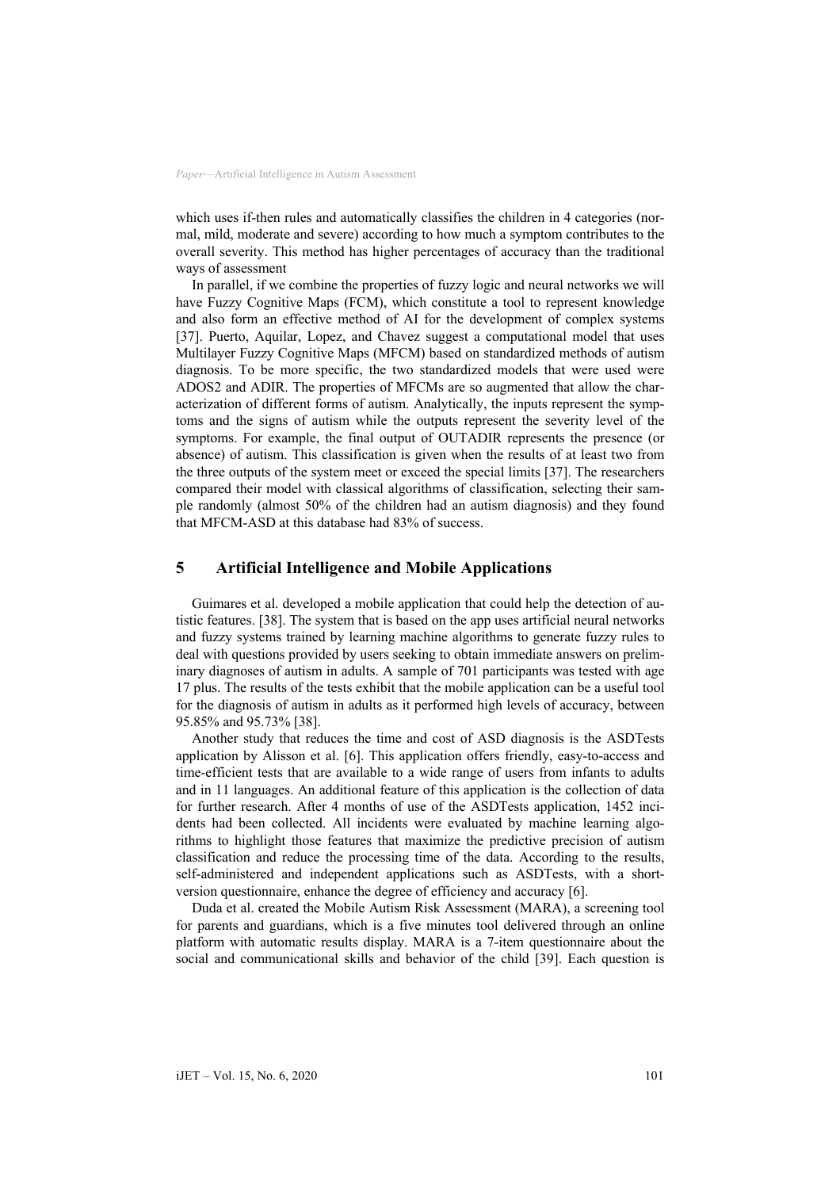which uses if-then rules and automatically classifies the children in 4 categories (normal, mild, moderate and severe) according to how much a symptom contributes to the overall severity. This method has higher percentages of accuracy than the traditional ways of assessment

In parallel, if we combine the properties of fuzzy logic and neural networks we will have Fuzzy Cognitive Maps (FCM), which constitute a tool to represent knowledge and also form an effective method of AI for the development of complex systems [37]. Puerto, Aquilar, Lopez, and Chavez suggest a computational model that uses Multilayer Fuzzy Cognitive Maps (MFCM) based on standardized methods of autism diagnosis. To be more specific, the two standardized models that were used were ADOS2 and ADIR. The properties of MFCMs are so augmented that allow the characterization of different forms of autism. Analytically, the inputs represent the symptoms and the signs of autism while the outputs represent the severity level of the symptoms. For example, the final output of OUTADIR represents the presence (or absence) of autism. This classification is given when the results of at least two from the three outputs of the system meet or exceed the special limits [37]. The researchers compared their model with classical algorithms of classification, selecting their sample randomly (almost 50% of the children had an autism diagnosis) and they found that MFCM-ASD at this database had 83% of success.

## 5 Artificial Intelligence and Mobile Applications

Guimares et al. developed a mobile application that could help the detection of autistic features. [38]. The system that is based on the app uses artificial neural networks and fuzzy systems trained by learning machine algorithms to generate fuzzy rules to deal with questions provided by users seeking to obtain immediate answers on preliminary diagnoses of autism in adults. A sample of 701 participants was tested with age 17 plus. The results of the tests exhibit that the mobile application can be a useful tool for the diagnosis of autism in adults as it performed high levels of accuracy, between 95.85% and 95.73% [38].

Another study that reduces the time and cost of ASD diagnosis is the ASDTests application by Alisson et al. [6]. This application offers friendly, easy-to-access and time-efficient tests that are available to a wide range of users from infants to adults and in 11 languages. An additional feature of this application is the collection of data for further research. After 4 months of use of the ASDTests application, 1452 incidents had been collected. All incidents were evaluated by machine learning algorithms to highlight those features that maximize the predictive precision of autism classification and reduce the processing time of the data. According to the results, self-administered and independent applications such as ASDTests, with a short-version questionnaire, enhance the degree of efficiency and accuracy [6].

Duda et al. created the Mobile Autism Risk Assessment (MARA), a screening tool for parents and guardians, which is a five minutes tool delivered through an online platform with automatic results display. MARA is a 7-item questionnaire about the social and communicational skills and behavior of the child [39]. Each question is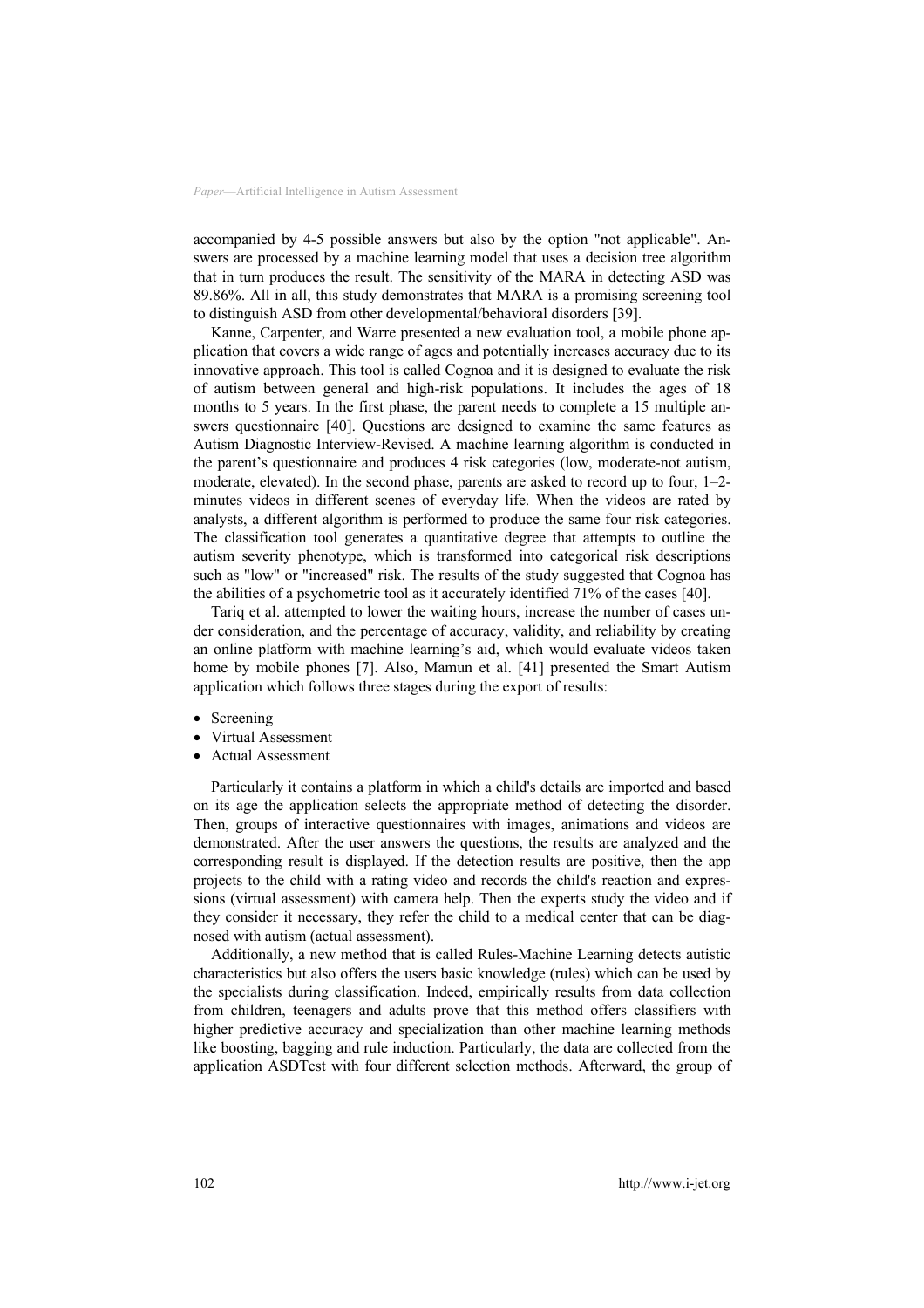accompanied by 4-5 possible answers but also by the option "not applicable". Answers are processed by a machine learning model that uses a decision tree algorithm that in turn produces the result. The sensitivity of the MARA in detecting ASD was 89.86%. All in all, this study demonstrates that MARA is a promising screening tool to distinguish ASD from other developmental/behavioral disorders [39].

Kanne, Carpenter, and Warre presented a new evaluation tool, a mobile phone application that covers a wide range of ages and potentially increases accuracy due to its innovative approach. This tool is called Cognoa and it is designed to evaluate the risk of autism between general and high-risk populations. It includes the ages of 18 months to 5 years. In the first phase, the parent needs to complete a 15 multiple answers questionnaire [40]. Questions are designed to examine the same features as Autism Diagnostic Interview-Revised. A machine learning algorithm is conducted in the parent's questionnaire and produces 4 risk categories (low, moderate-not autism, moderate, elevated). In the second phase, parents are asked to record up to four, 1–2-minutes videos in different scenes of everyday life. When the videos are rated by analysts, a different algorithm is performed to produce the same four risk categories. The classification tool generates a quantitative degree that attempts to outline the autism severity phenotype, which is transformed into categorical risk descriptions such as "low" or "increased" risk. The results of the study suggested that Cognoa has the abilities of a psychometric tool as it accurately identified 71% of the cases [40].

Tariq et al. attempted to lower the waiting hours, increase the number of cases under consideration, and the percentage of accuracy, validity, and reliability by creating an online platform with machine learning's aid, which would evaluate videos taken home by mobile phones [7]. Also, Mamun et al. [41] presented the Smart Autism application which follows three stages during the export of results:

- Screening
- Virtual Assessment
- Actual Assessment

Particularly it contains a platform in which a child's details are imported and based on its age the application selects the appropriate method of detecting the disorder. Then, groups of interactive questionnaires with images, animations and videos are demonstrated. After the user answers the questions, the results are analyzed and the corresponding result is displayed. If the detection results are positive, then the app projects to the child with a rating video and records the child's reaction and expressions (virtual assessment) with camera help. Then the experts study the video and if they consider it necessary, they refer the child to a medical center that can be diagnosed with autism (actual assessment).

Additionally, a new method that is called Rules-Machine Learning detects autistic characteristics but also offers the users basic knowledge (rules) which can be used by the specialists during classification. Indeed, empirically results from data collection from children, teenagers and adults prove that this method offers classifiers with higher predictive accuracy and specialization than other machine learning methods like boosting, bagging and rule induction. Particularly, the data are collected from the application ASDTest with four different selection methods. Afterward, the group of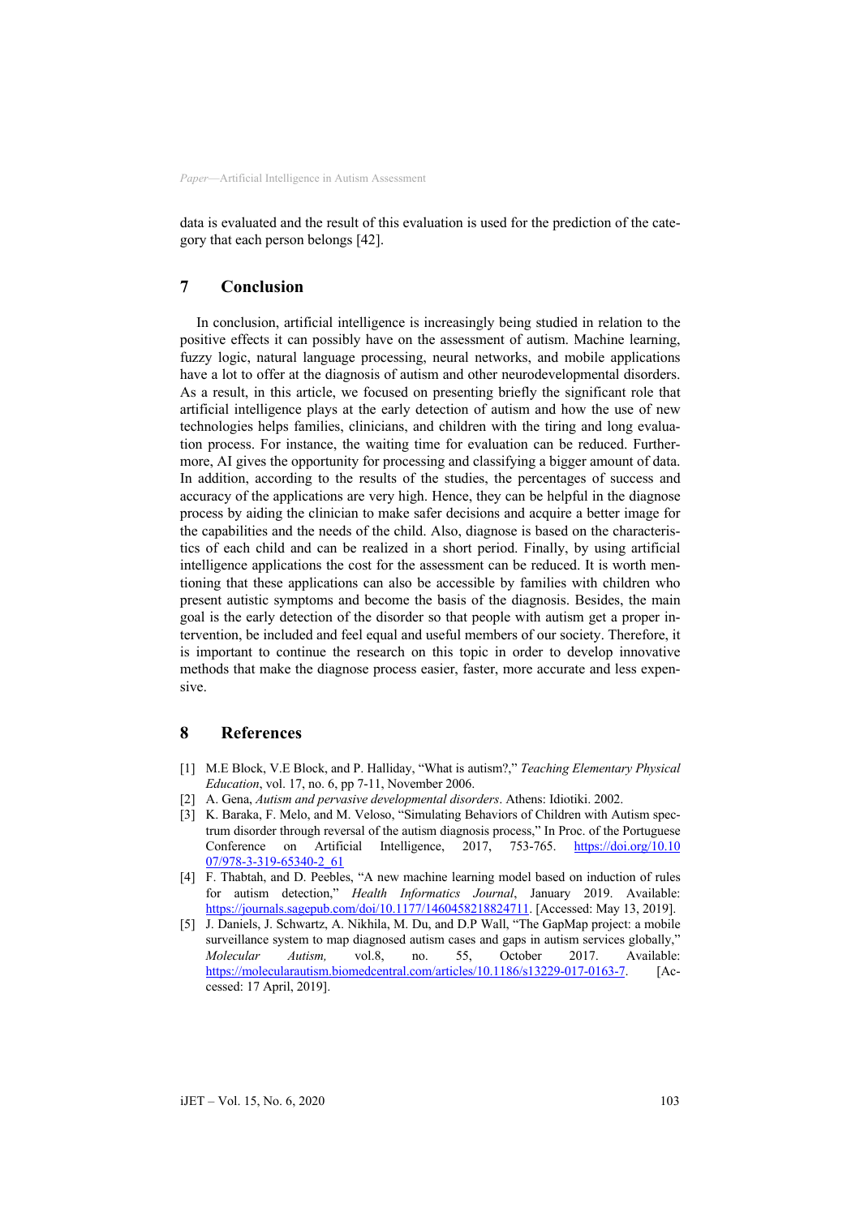data is evaluated and the result of this evaluation is used for the prediction of the category that each person belongs [42].

## 7 Conclusion

In conclusion, artificial intelligence is increasingly being studied in relation to the positive effects it can possibly have on the assessment of autism. Machine learning, fuzzy logic, natural language processing, neural networks, and mobile applications have a lot to offer at the diagnosis of autism and other neurodevelopmental disorders. As a result, in this article, we focused on presenting briefly the significant role that artificial intelligence plays at the early detection of autism and how the use of new technologies helps families, clinicians, and children with the tiring and long evaluation process. For instance, the waiting time for evaluation can be reduced. Furthermore, AI gives the opportunity for processing and classifying a bigger amount of data. In addition, according to the results of the studies, the percentages of success and accuracy of the applications are very high. Hence, they can be helpful in the diagnose process by aiding the clinician to make safer decisions and acquire a better image for the capabilities and the needs of the child. Also, diagnose is based on the characteristics of each child and can be realized in a short period. Finally, by using artificial intelligence applications the cost for the assessment can be reduced. It is worth mentioning that these applications can also be accessible by families with children who present autistic symptoms and become the basis of the diagnosis. Besides, the main goal is the early detection of the disorder so that people with autism get a proper intervention, be included and feel equal and useful members of our society. Therefore, it is important to continue the research on this topic in order to develop innovative methods that make the diagnose process easier, faster, more accurate and less expensive.

## 8 References

[1] M.E Block, V.E Block, and P. Halliday, "What is autism?," *Teaching Elementary Physical Education*, vol. 17, no. 6, pp 7-11, November 2006.

[2] A. Gena, *Autism and pervasive developmental disorders*. Athens: Idiotiki. 2002.

[3] K. Baraka, F. Melo, and M. Veloso, "Simulating Behaviors of Children with Autism spectrum disorder through reversal of the autism diagnosis process," In Proc. of the Portuguese Conference on Artificial Intelligence, 2017, 753-765. https://doi.org/10.1007/978-3-319-65340-2_61

[4] F. Thabtah, and D. Peebles, "A new machine learning model based on induction of rules for autism detection," *Health Informatics Journal*, January 2019. Available: https://journals.sagepub.com/doi/10.1177/1460458218824711. [Accessed: May 13, 2019].

[5] J. Daniels, J. Schwartz, A. Nikhila, M. Du, and D.P Wall, "The GapMap project: a mobile surveillance system to map diagnosed autism cases and gaps in autism services globally," *Molecular Autism,* vol.8, no. 55, October 2017. Available: https://molecularautism.biomedcentral.com/articles/10.1186/s13229-017-0163-7. [Accessed: 17 April, 2019].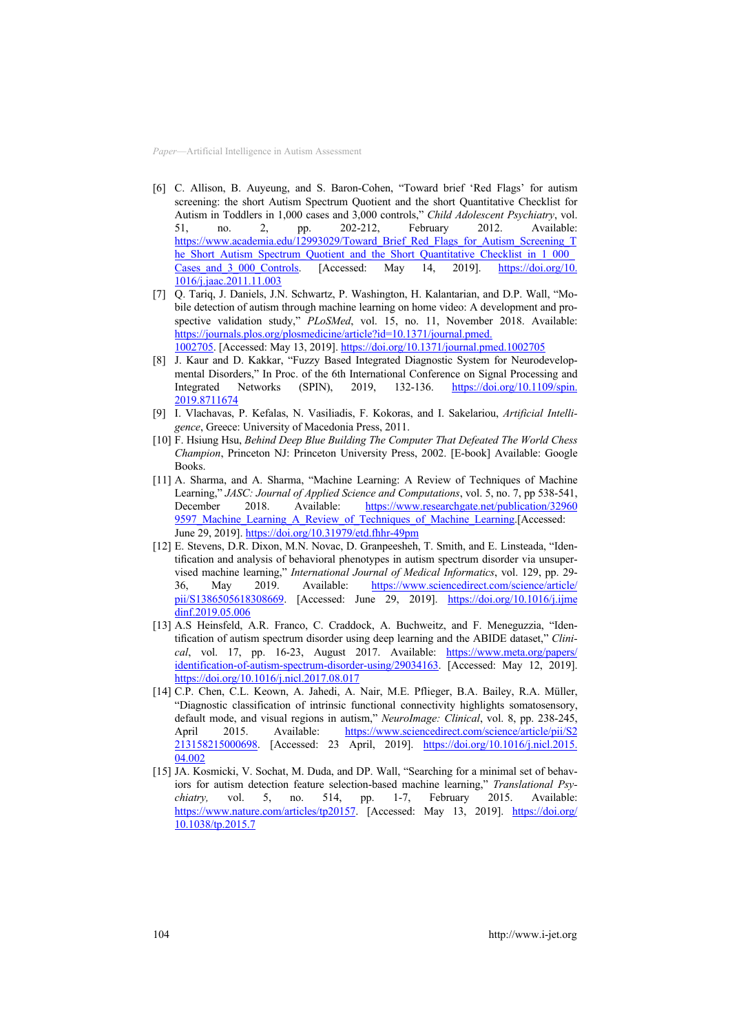[6] C. Allison, B. Auyeung, and S. Baron-Cohen, "Toward brief 'Red Flags' for autism screening: the short Autism Spectrum Quotient and the short Quantitative Checklist for Autism in Toddlers in 1,000 cases and 3,000 controls," *Child Adolescent Psychiatry*, vol. 51, no. 2, pp. 202-212, February 2012. Available: https://www.academia.edu/12993029/Toward_Brief_Red_Flags_for_Autism_Screening_The_Short_Autism_Spectrum_Quotient_and_the_Short_Quantitative_Checklist_in_1_000_Cases_and_3_000_Controls. [Accessed: May 14, 2019]. https://doi.org/10.1016/j.jaac.2011.11.003

[7] Q. Tariq, J. Daniels, J.N. Schwartz, P. Washington, H. Kalantarian, and D.P. Wall, "Mobile detection of autism through machine learning on home video: A development and prospective validation study," *PLoSMed*, vol. 15, no. 11, November 2018. Available: https://journals.plos.org/plosmedicine/article?id=10.1371/journal.pmed.1002705. [Accessed: May 13, 2019]. https://doi.org/10.1371/journal.pmed.1002705

[8] J. Kaur and D. Kakkar, "Fuzzy Based Integrated Diagnostic System for Neurodevelopmental Disorders," In Proc. of the 6th International Conference on Signal Processing and Integrated Networks (SPIN), 2019, 132-136. https://doi.org/10.1109/spin.2019.8711674

[9] I. Vlachavas, P. Kefalas, N. Vasiliadis, F. Kokoras, and I. Sakelariou, *Artificial Intelligence*, Greece: University of Macedonia Press, 2011.

[10] F. Hsiung Hsu, *Behind Deep Blue Building The Computer That Defeated The World Chess Champion*, Princeton NJ: Princeton University Press, 2002. [E-book] Available: Google Books.

[11] A. Sharma, and A. Sharma, "Machine Learning: A Review of Techniques of Machine Learning," *JASC: Journal of Applied Science and Computations*, vol. 5, no. 7, pp 538-541, December 2018. Available: https://www.researchgate.net/publication/329609597_Machine_Learning_A_Review_of_Techniques_of_Machine_Learning.[Accessed: June 29, 2019]. https://doi.org/10.31979/etd.fhhr-49pm

[12] E. Stevens, D.R. Dixon, M.N. Novac, D. Granpeesheh, T. Smith, and E. Linsteada, "Identification and analysis of behavioral phenotypes in autism spectrum disorder via unsupervised machine learning," *International Journal of Medical Informatics*, vol. 129, pp. 29-36, May 2019. Available: https://www.sciencedirect.com/science/article/pii/S1386505618308669. [Accessed: June 29, 2019]. https://doi.org/10.1016/j.ijmedinf.2019.05.006

[13] A.S Heinsfeld, A.R. Franco, C. Craddock, A. Buchweitz, and F. Meneguzzia, "Identification of autism spectrum disorder using deep learning and the ABIDE dataset," *Clinical*, vol. 17, pp. 16-23, August 2017. Available: https://www.meta.org/papers/identification-of-autism-spectrum-disorder-using/29034163. [Accessed: May 12, 2019]. https://doi.org/10.1016/j.nicl.2017.08.017

[14] C.P. Chen, C.L. Keown, A. Jahedi, A. Nair, M.E. Pflieger, B.A. Bailey, R.A. Müller, "Diagnostic classification of intrinsic functional connectivity highlights somatosensory, default mode, and visual regions in autism," *NeuroImage: Clinical*, vol. 8, pp. 238-245, April 2015. Available: https://www.sciencedirect.com/science/article/pii/S2213158215000698. [Accessed: 23 April, 2019]. https://doi.org/10.1016/j.nicl.2015.04.002

[15] JA. Kosmicki, V. Sochat, M. Duda, and DP. Wall, "Searching for a minimal set of behaviors for autism detection feature selection-based machine learning," *Translational Psychiatry,* vol. 5, no. 514, pp. 1-7, February 2015. Available: https://www.nature.com/articles/tp20157. [Accessed: May 13, 2019]. https://doi.org/10.1038/tp.2015.7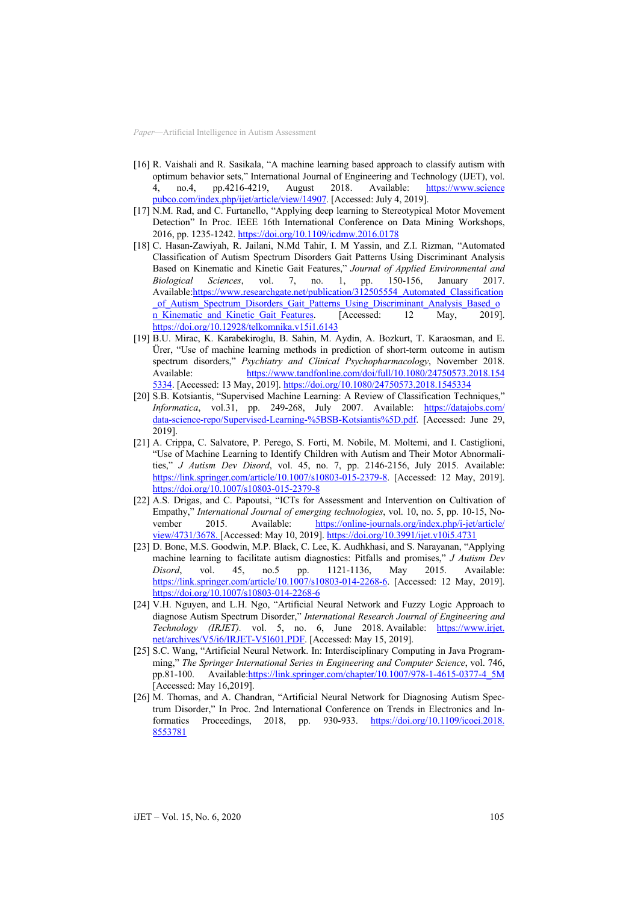[16] R. Vaishali and R. Sasikala, "A machine learning based approach to classify autism with optimum behavior sets," International Journal of Engineering and Technology (IJET), vol. 4, no.4, pp.4216-4219, August 2018. Available: https://www.sciencepubco.com/index.php/ijet/article/view/14907. [Accessed: July 4, 2019].

[17] N.M. Rad, and C. Furtanello, "Applying deep learning to Stereotypical Motor Movement Detection" In Proc. IEEE 16th International Conference on Data Mining Workshops, 2016, pp. 1235-1242. https://doi.org/10.1109/icdmw.2016.0178

[18] C. Hasan-Zawiyah, R. Jailani, N.Md Tahir, I. M Yassin, and Z.I. Rizman, "Automated Classification of Autism Spectrum Disorders Gait Patterns Using Discriminant Analysis Based on Kinematic and Kinetic Gait Features," *Journal of Applied Environmental and Biological Sciences*, vol. 7, no. 1, pp. 150-156, January 2017. Available:https://www.researchgate.net/publication/312505554_Automated_Classification_of_Autism_Spectrum_Disorders_Gait_Patterns_Using_Discriminant_Analysis_Based_on_Kinematic_and_Kinetic_Gait_Features. [Accessed: 12 May, 2019]. https://doi.org/10.12928/telkomnika.v15i1.6143

[19] B.U. Mirac, K. Karabekiroglu, B. Sahin, M. Aydin, A. Bozkurt, T. Karaosman, and E. Ürer, "Use of machine learning methods in prediction of short-term outcome in autism spectrum disorders," *Psychiatry and Clinical Psychopharmacology*, November 2018. Available: https://www.tandfonline.com/doi/full/10.1080/24750573.2018.1545334. [Accessed: 13 May, 2019]. https://doi.org/10.1080/24750573.2018.1545334

[20] S.B. Kotsiantis, "Supervised Machine Learning: A Review of Classification Techniques," *Informatica*, vol.31, pp. 249-268, July 2007. Available: https://datajobs.com/data-science-repo/Supervised-Learning-%5BSB-Kotsiantis%5D.pdf. [Accessed: June 29, 2019].

[21] A. Crippa, C. Salvatore, P. Perego, S. Forti, M. Nobile, M. Moltemi, and I. Castiglioni, "Use of Machine Learning to Identify Children with Autism and Their Motor Abnormalities," *J Autism Dev Disord*, vol. 45, no. 7, pp. 2146-2156, July 2015. Available: https://link.springer.com/article/10.1007/s10803-015-2379-8. [Accessed: 12 May, 2019]. https://doi.org/10.1007/s10803-015-2379-8

[22] A.S. Drigas, and C. Papoutsi, "ICTs for Assessment and Intervention on Cultivation of Empathy," *International Journal of emerging technologies*, vol. 10, no. 5, pp. 10-15, November 2015. Available: https://online-journals.org/index.php/i-jet/article/view/4731/3678. [Accessed: May 10, 2019]. https://doi.org/10.3991/ijet.v10i5.4731

[23] D. Bone, M.S. Goodwin, M.P. Black, C. Lee, K. Audhkhasi, and S. Narayanan, "Applying machine learning to facilitate autism diagnostics: Pitfalls and promises," *J Autism Dev Disord*, vol. 45, no.5 pp. 1121-1136, May 2015. Available: https://link.springer.com/article/10.1007/s10803-014-2268-6. [Accessed: 12 May, 2019]. https://doi.org/10.1007/s10803-014-2268-6

[24] V.H. Nguyen, and L.H. Ngo, "Artificial Neural Network and Fuzzy Logic Approach to diagnose Autism Spectrum Disorder," *International Research Journal of Engineering and Technology (IRJET).* vol. 5, no. 6, June 2018. Available: https://www.irjet.net/archives/V5/i6/IRJET-V5I601.PDF. [Accessed: May 15, 2019].

[25] S.C. Wang, "Artificial Neural Network. In: Interdisciplinary Computing in Java Programming," *The Springer International Series in Engineering and Computer Science*, vol. 746, pp.81-100. Available:https://link.springer.com/chapter/10.1007/978-1-4615-0377-4_5M [Accessed: May 16,2019].

[26] M. Thomas, and A. Chandran, "Artificial Neural Network for Diagnosing Autism Spectrum Disorder," In Proc. 2nd International Conference on Trends in Electronics and Informatics Proceedings, 2018, pp. 930-933. https://doi.org/10.1109/icoei.2018.8553781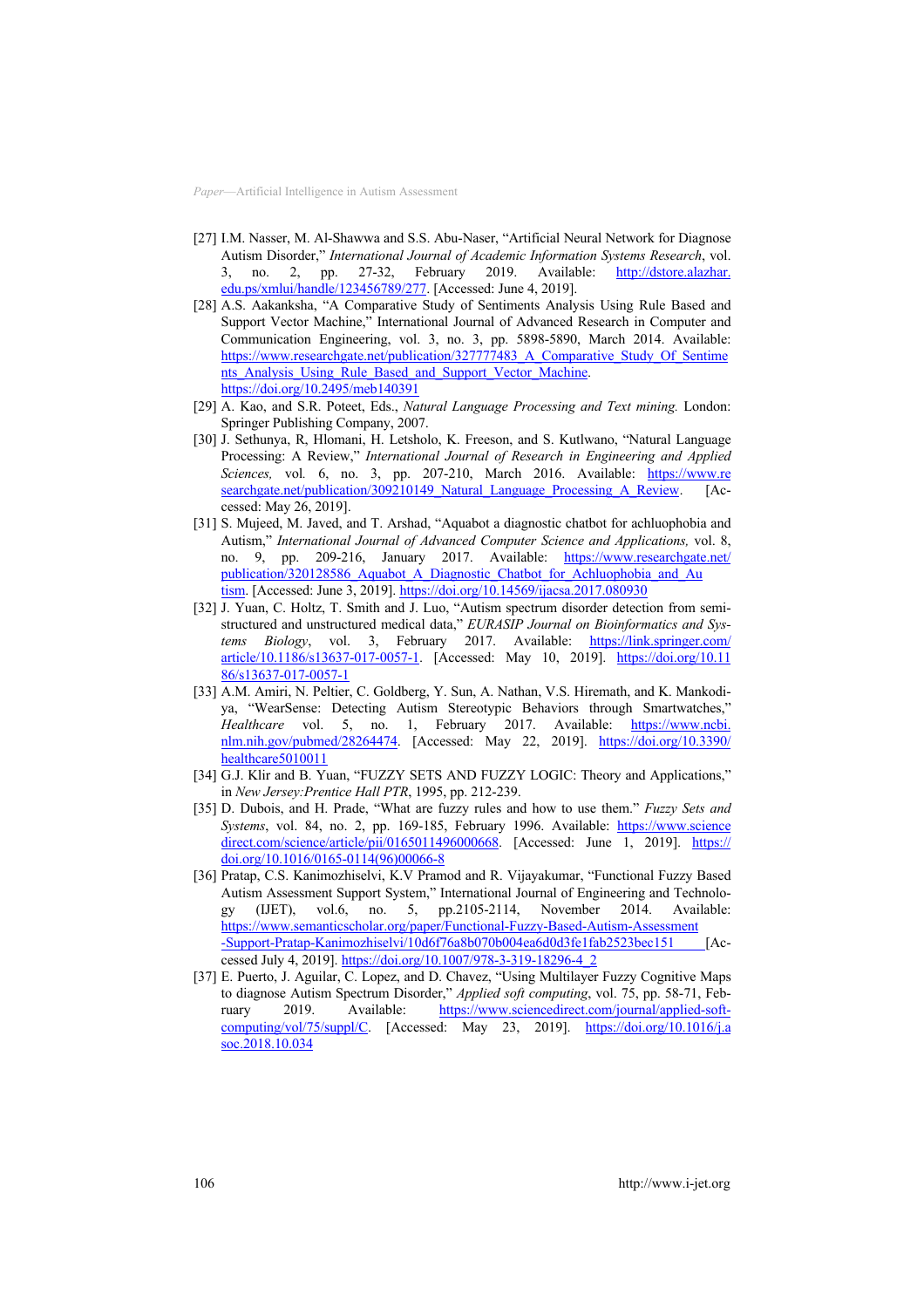[27] I.M. Nasser, M. Al-Shawwa and S.S. Abu-Naser, "Artificial Neural Network for Diagnose Autism Disorder," *International Journal of Academic Information Systems Research*, vol. 3, no. 2, pp. 27-32, February 2019. Available: http://dstore.alazhar.edu.ps/xmlui/handle/123456789/277. [Accessed: June 4, 2019].

[28] A.S. Aakanksha, "A Comparative Study of Sentiments Analysis Using Rule Based and Support Vector Machine," International Journal of Advanced Research in Computer and Communication Engineering, vol. 3, no. 3, pp. 5898-5890, March 2014. Available: https://www.researchgate.net/publication/327777483_A_Comparative_Study_Of_Sentiments_Analysis_Using_Rule_Based_and_Support_Vector_Machine. https://doi.org/10.2495/meb140391

[29] A. Kao, and S.R. Poteet, Eds., *Natural Language Processing and Text mining.* London: Springer Publishing Company, 2007.

[30] J. Sethunya, R, Hlomani, H. Letsholo, K. Freeson, and S. Kutlwano, "Natural Language Processing: A Review," *International Journal of Research in Engineering and Applied Sciences,* vol. 6, no. 3, pp. 207-210, March 2016. Available: https://www.researchgate.net/publication/309210149_Natural_Language_Processing_A_Review. [Accessed: May 26, 2019].

[31] S. Mujeed, M. Javed, and T. Arshad, "Aquabot a diagnostic chatbot for achluophobia and Autism," *International Journal of Advanced Computer Science and Applications,* vol. 8, no. 9, pp. 209-216, January 2017. Available: https://www.researchgate.net/publication/320128586_Aquabot_A_Diagnostic_Chatbot_for_Achluophobia_and_Autism. [Accessed: June 3, 2019]. https://doi.org/10.14569/ijacsa.2017.080930

[32] J. Yuan, C. Holtz, T. Smith and J. Luo, "Autism spectrum disorder detection from semi-structured and unstructured medical data," *EURASIP Journal on Bioinformatics and Systems Biology*, vol. 3, February 2017. Available: https://link.springer.com/article/10.1186/s13637-017-0057-1. [Accessed: May 10, 2019]. https://doi.org/10.1186/s13637-017-0057-1

[33] A.M. Amiri, N. Peltier, C. Goldberg, Y. Sun, A. Nathan, V.S. Hiremath, and K. Mankodiya, "WearSense: Detecting Autism Stereotypic Behaviors through Smartwatches," *Healthcare* vol. 5, no. 1, February 2017. Available: https://www.ncbi.nlm.nih.gov/pubmed/28264474. [Accessed: May 22, 2019]. https://doi.org/10.3390/healthcare5010011

[34] G.J. Klir and B. Yuan, "FUZZY SETS AND FUZZY LOGIC: Theory and Applications," in *New Jersey:Prentice Hall PTR*, 1995, pp. 212-239.

[35] D. Dubois, and H. Prade, "What are fuzzy rules and how to use them." *Fuzzy Sets and Systems*, vol. 84, no. 2, pp. 169-185, February 1996. Available: https://www.sciencedirect.com/science/article/pii/0165011496000668. [Accessed: June 1, 2019]. https://doi.org/10.1016/0165-0114(96)00066-8

[36] Pratap, C.S. Kanimozhiselvi, K.V Pramod and R. Vijayakumar, "Functional Fuzzy Based Autism Assessment Support System," International Journal of Engineering and Technology (IJET), vol.6, no. 5, pp.2105-2114, November 2014. Available: https://www.semanticscholar.org/paper/Functional-Fuzzy-Based-Autism-Assessment-Support-Pratap-Kanimozhiselvi/10d6f76a8b070b004ea6d0d3fe1fab2523bec151 [Accessed July 4, 2019]. https://doi.org/10.1007/978-3-319-18296-4_2

[37] E. Puerto, J. Aguilar, C. Lopez, and D. Chavez, "Using Multilayer Fuzzy Cognitive Maps to diagnose Autism Spectrum Disorder," *Applied soft computing*, vol. 75, pp. 58-71, February 2019. Available: https://www.sciencedirect.com/journal/applied-soft-computing/vol/75/suppl/C. [Accessed: May 23, 2019]. https://doi.org/10.1016/j.asoc.2018.10.034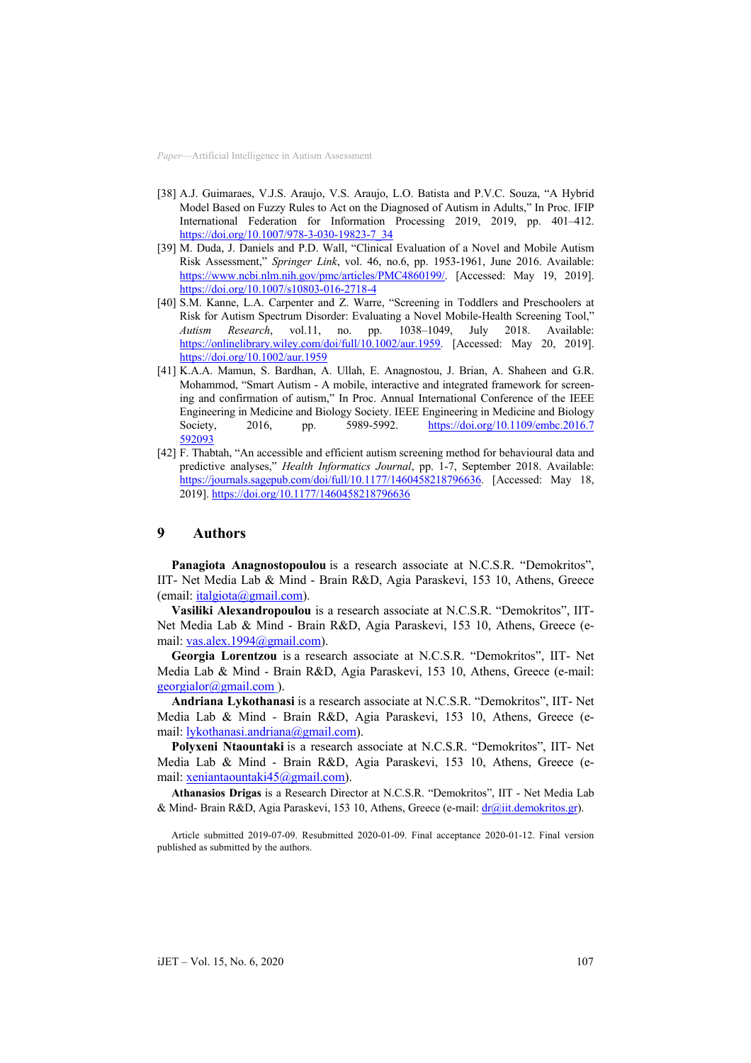[38] A.J. Guimaraes, V.J.S. Araujo, V.S. Araujo, L.O. Batista and P.V.C. Souza, "A Hybrid Model Based on Fuzzy Rules to Act on the Diagnosed of Autism in Adults," In Proc. IFIP International Federation for Information Processing 2019, 2019, pp. 401–412. https://doi.org/10.1007/978-3-030-19823-7_34

[39] M. Duda, J. Daniels and P.D. Wall, "Clinical Evaluation of a Novel and Mobile Autism Risk Assessment," *Springer Link*, vol. 46, no.6, pp. 1953-1961, June 2016. Available: https://www.ncbi.nlm.nih.gov/pmc/articles/PMC4860199/. [Accessed: May 19, 2019]. https://doi.org/10.1007/s10803-016-2718-4

[40] S.M. Kanne, L.A. Carpenter and Z. Warre, "Screening in Toddlers and Preschoolers at Risk for Autism Spectrum Disorder: Evaluating a Novel Mobile-Health Screening Tool," *Autism Research*, vol.11, no. pp. 1038–1049, July 2018. Available: https://onlinelibrary.wiley.com/doi/full/10.1002/aur.1959. [Accessed: May 20, 2019]. https://doi.org/10.1002/aur.1959

[41] K.A.A. Mamun, S. Bardhan, A. Ullah, E. Anagnostou, J. Brian, A. Shaheen and G.R. Mohammod, "Smart Autism - A mobile, interactive and integrated framework for screening and confirmation of autism," In Proc. Annual International Conference of the IEEE Engineering in Medicine and Biology Society. IEEE Engineering in Medicine and Biology Society, 2016, pp. 5989-5992. https://doi.org/10.1109/embc.2016.7592093

[42] F. Thabtah, "An accessible and efficient autism screening method for behavioural data and predictive analyses," *Health Informatics Journal*, pp. 1-7, September 2018. Available: https://journals.sagepub.com/doi/full/10.1177/1460458218796636. [Accessed: May 18, 2019]. https://doi.org/10.1177/1460458218796636

## 9 Authors

**Panagiota Anagnostopoulou** is a research associate at N.C.S.R. "Demokritos", IIT- Net Media Lab & Mind - Brain R&D, Agia Paraskevi, 153 10, Athens, Greece (email: italgiota@gmail.com).

**Vasiliki Alexandropoulou** is a research associate at N.C.S.R. "Demokritos", IIT-Net Media Lab & Mind - Brain R&D, Agia Paraskevi, 153 10, Athens, Greece (e-mail: vas.alex.1994@gmail.com).

**Georgia Lorentzou** is a research associate at N.C.S.R. "Demokritos", IIT- Net Media Lab & Mind - Brain R&D, Agia Paraskevi, 153 10, Athens, Greece (e-mail: georgialor@gmail.com ).

**Andriana Lykothanasi** is a research associate at N.C.S.R. "Demokritos", IIT- Net Media Lab & Mind - Brain R&D, Agia Paraskevi, 153 10, Athens, Greece (e-mail: lykothanasi.andriana@gmail.com).

**Polyxeni Ntaountaki** is a research associate at N.C.S.R. "Demokritos", IIT- Net Media Lab & Mind - Brain R&D, Agia Paraskevi, 153 10, Athens, Greece (e-mail: xeniantaountaki45@gmail.com).

**Athanasios Drigas** is a Research Director at N.C.S.R. "Demokritos", IIT - Net Media Lab & Mind- Brain R&D, Agia Paraskevi, 153 10, Athens, Greece (e-mail: dr@iit.demokritos.gr).

Article submitted 2019-07-09. Resubmitted 2020-01-09. Final acceptance 2020-01-12. Final version published as submitted by the authors.